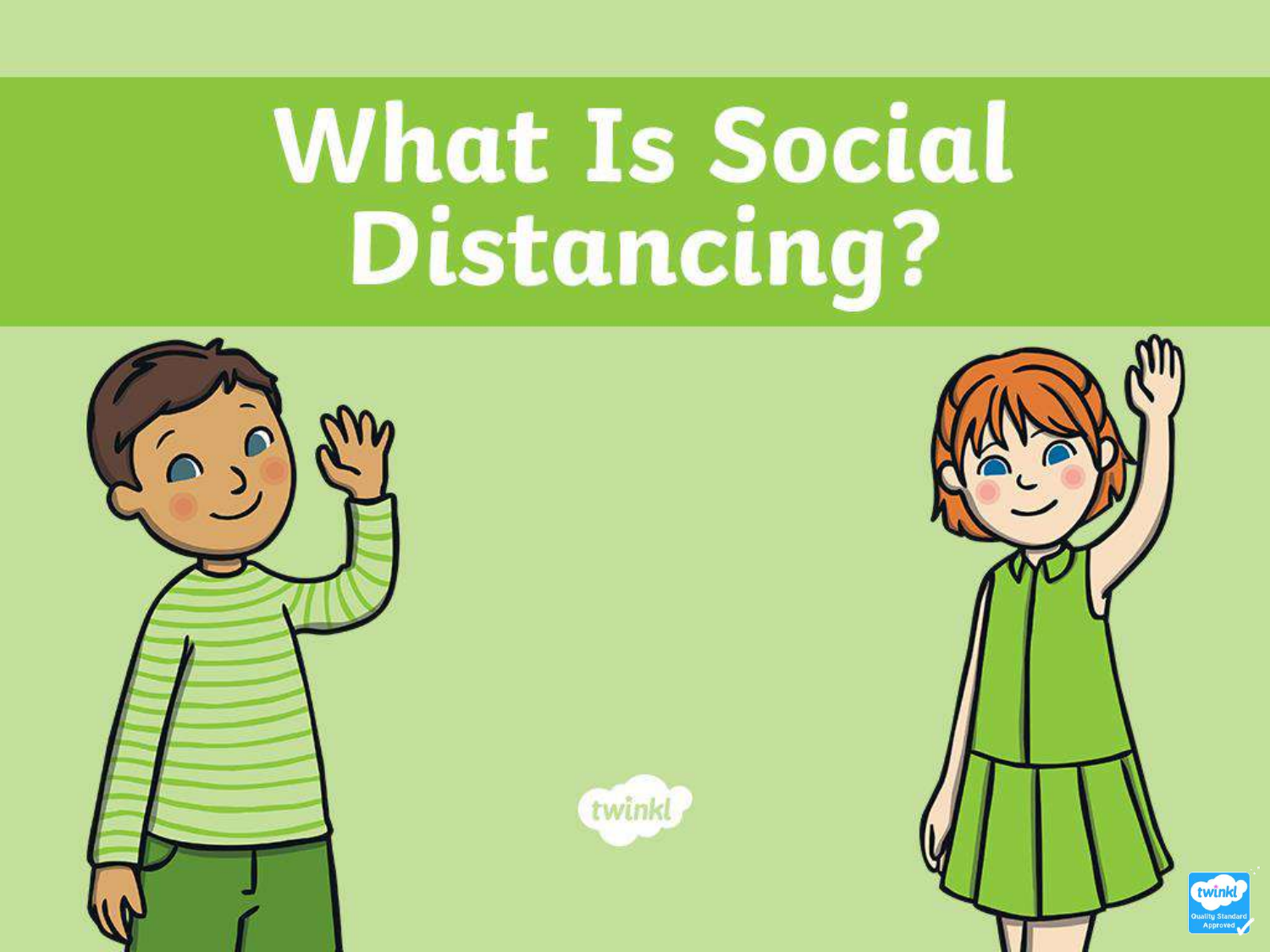# What Is Social Distancing?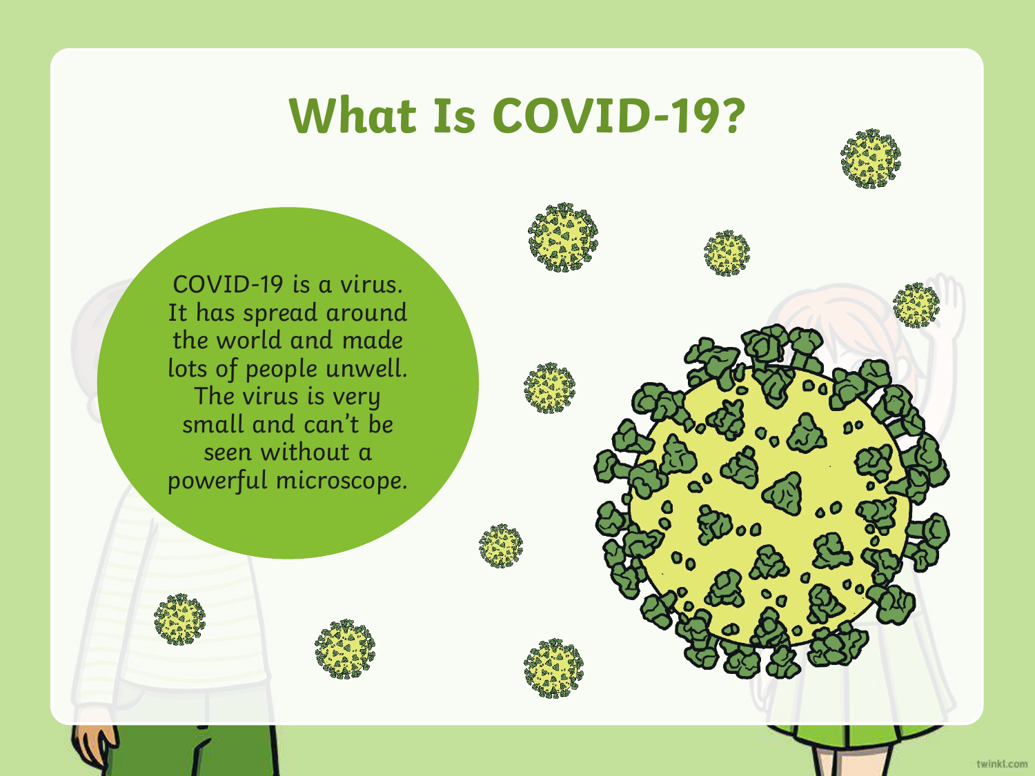# What Is COVID-19?

COVID-19 is a virus. It has spread around the world and made lots of people unwell. The virus is very small and can't be seen without a powerful microscope.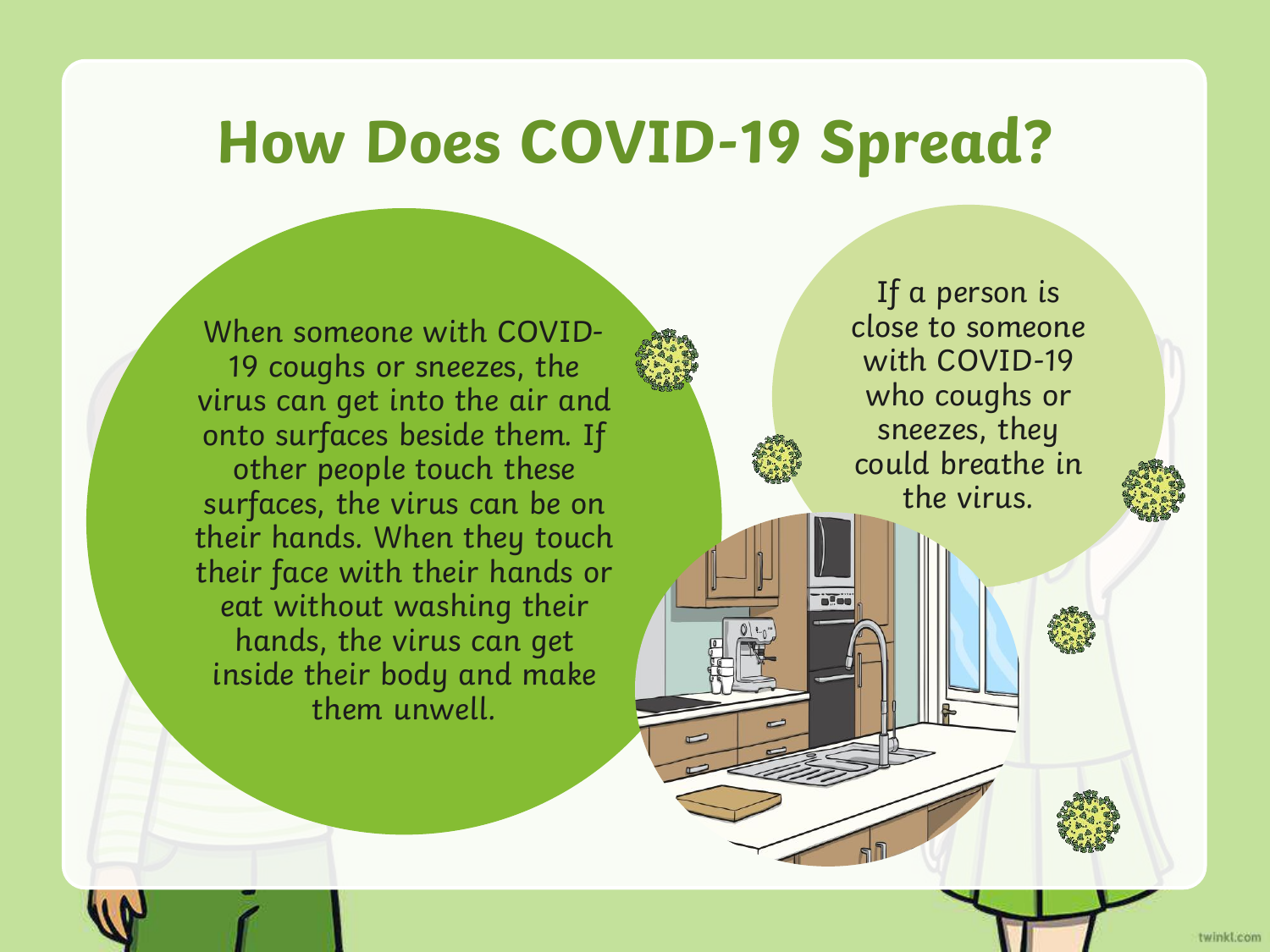# How Does COVID-19 Spread?

When someone with COVID-19 coughs or sneezes, the virus can get into the air and onto surfaces beside them. If other people touch these surfaces, the virus can be on their hands. When they touch their face with their hands or eat without washing their hands, the virus can get inside their body and make them unwell.

If a person is close to someone with COVID-19 who coughs or sneezes, they could breathe in the virus.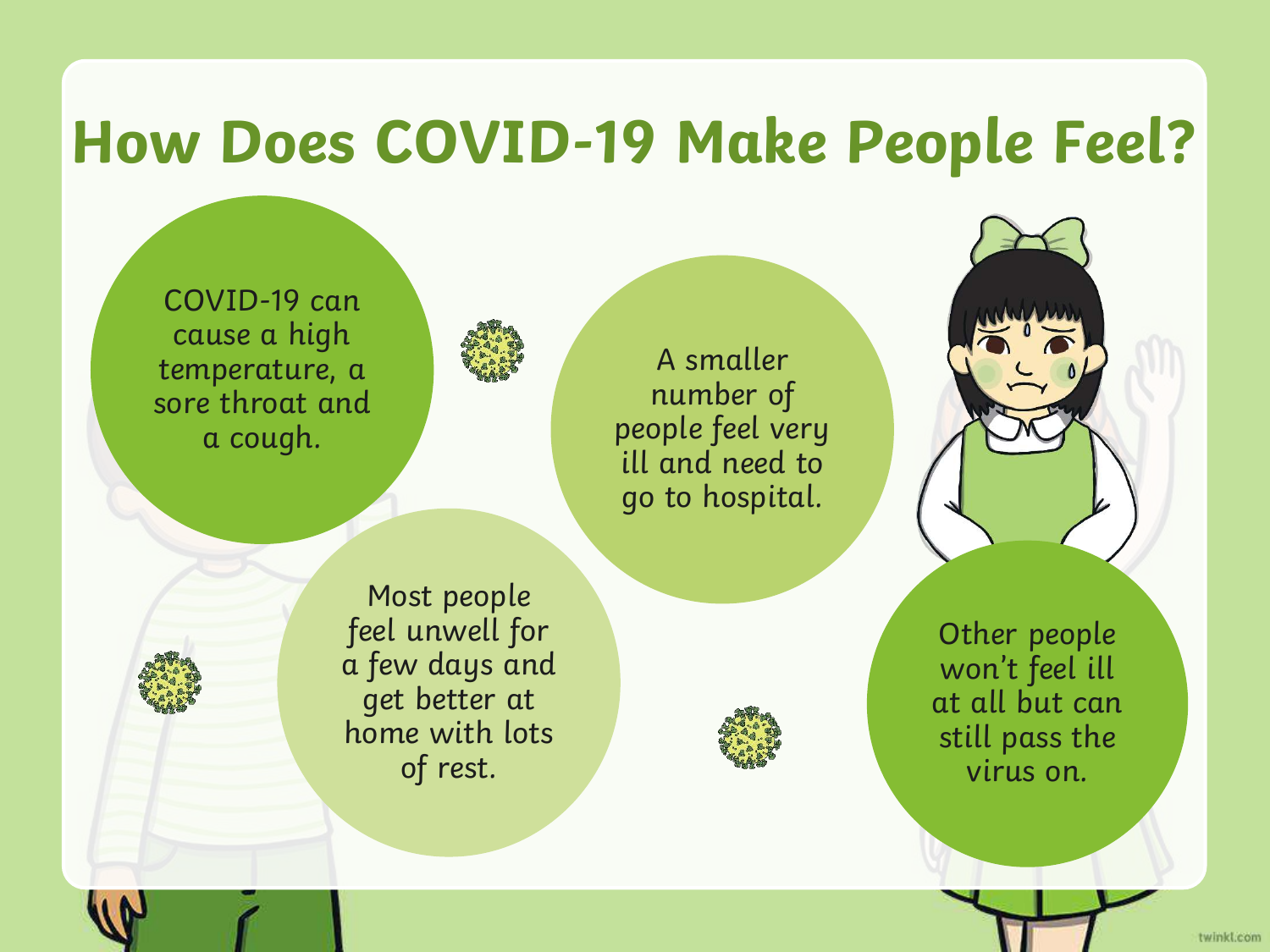# How Does COVID-19 Make People Feel?

COVID-19 can cause a high temperature, a sore throat and a cough.

A smaller number of people feel very ill and need to go to hospital.

Most people feel unwell for a few days and get better at home with lots of rest.

Other people won't feel ill at all but can still pass the virus on.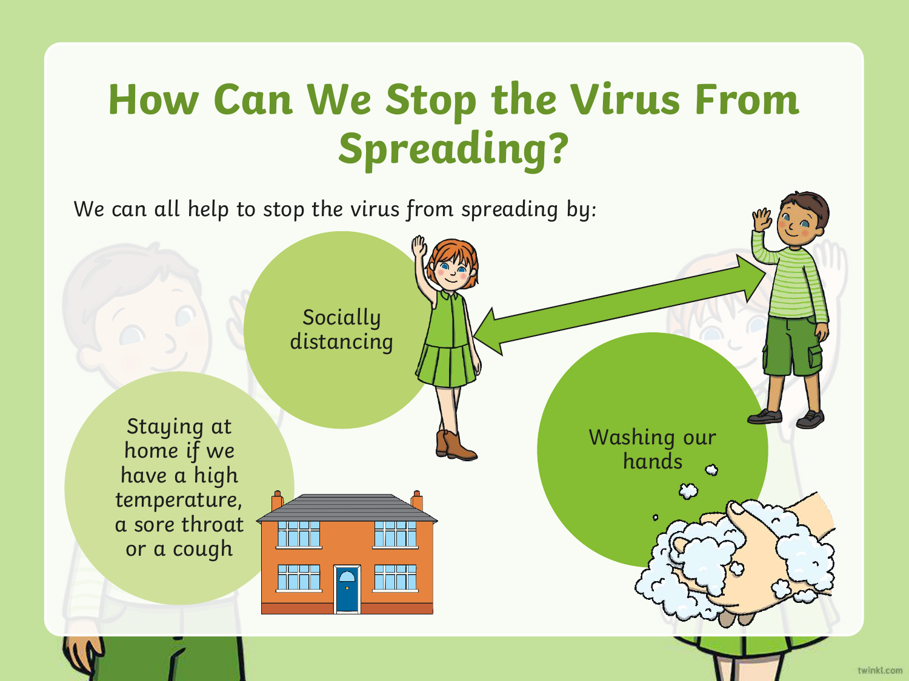# How Can We Stop the Virus From Spreading?

We can all help to stop the virus from spreading by:

- Socially distancing
- Staying at home if we have a high temperature, a sore throat or a cough
- Washing our hands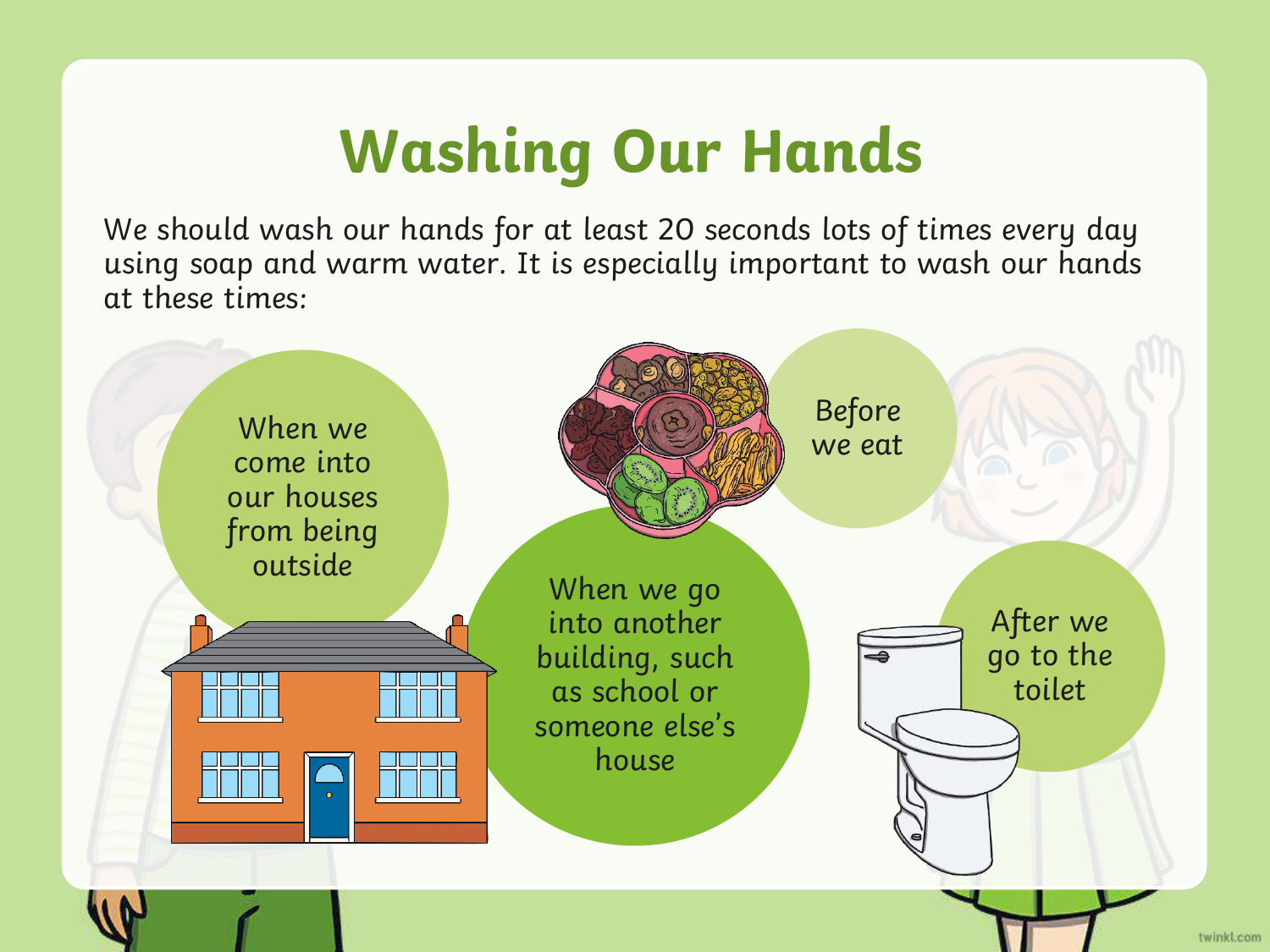# Washing Our Hands

We should wash our hands for at least 20 seconds lots of times every day using soap and warm water. It is especially important to wash our hands at these times:

- When we come into our houses from being outside
- Before we eat
- When we go into another building, such as school or someone else's house
- After we go to the toilet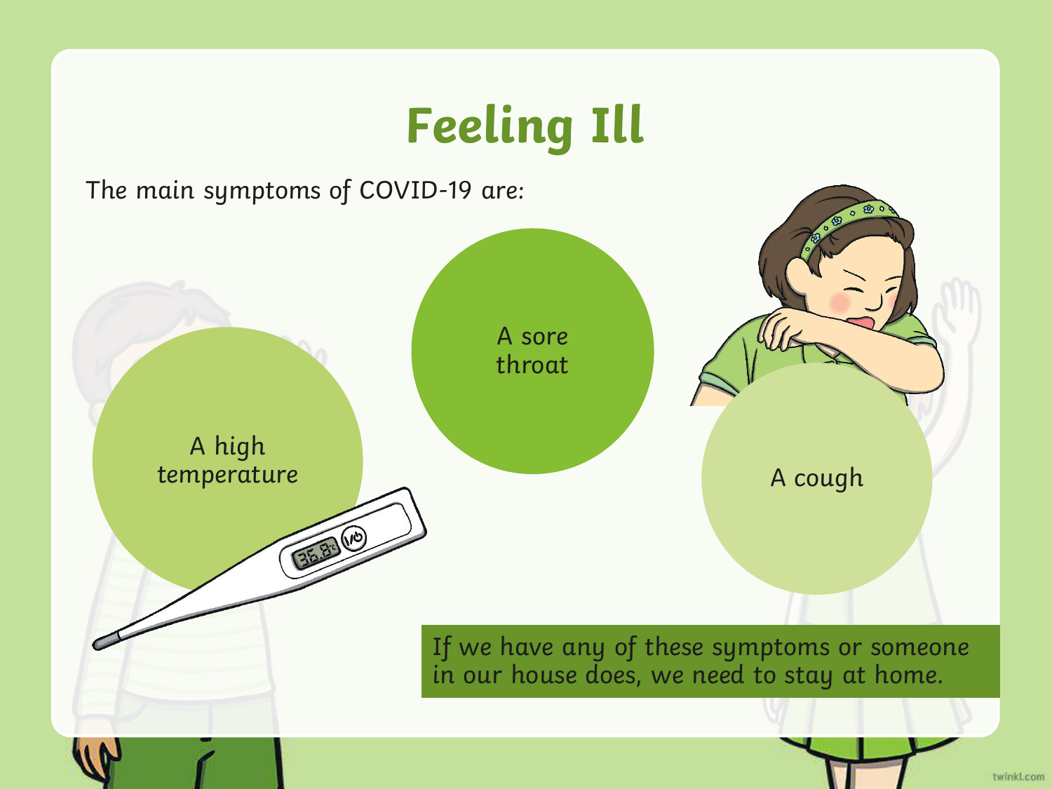# Feeling Ill

The main symptoms of COVID-19 are:

- A high temperature
- A sore throat
- A cough

If we have any of these symptoms or someone in our house does, we need to stay at home.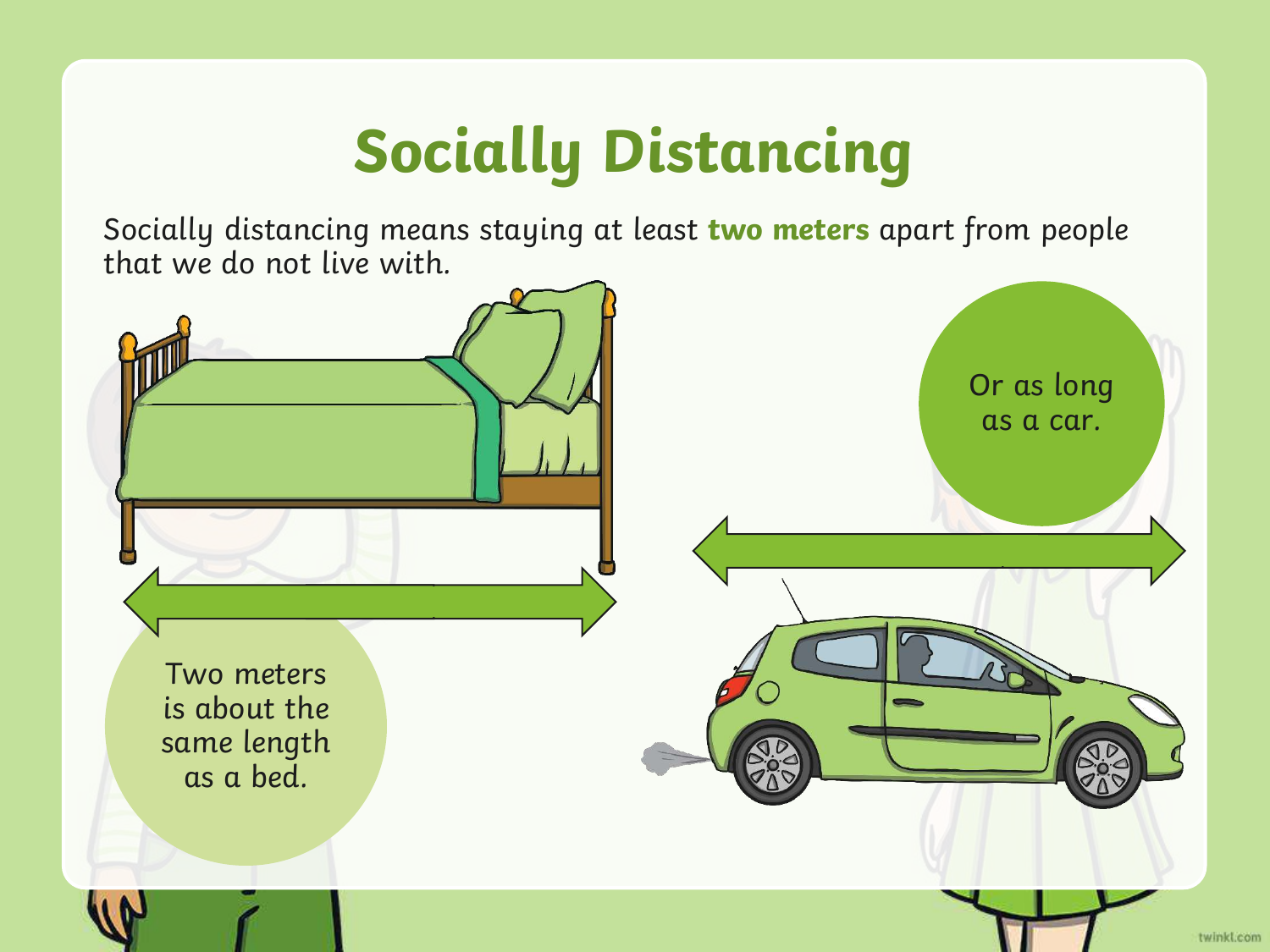# Socially Distancing

Socially distancing means staying at least **two meters** apart from people that we do not live with.

Two meters is about the same length as a bed.

Or as long as a car.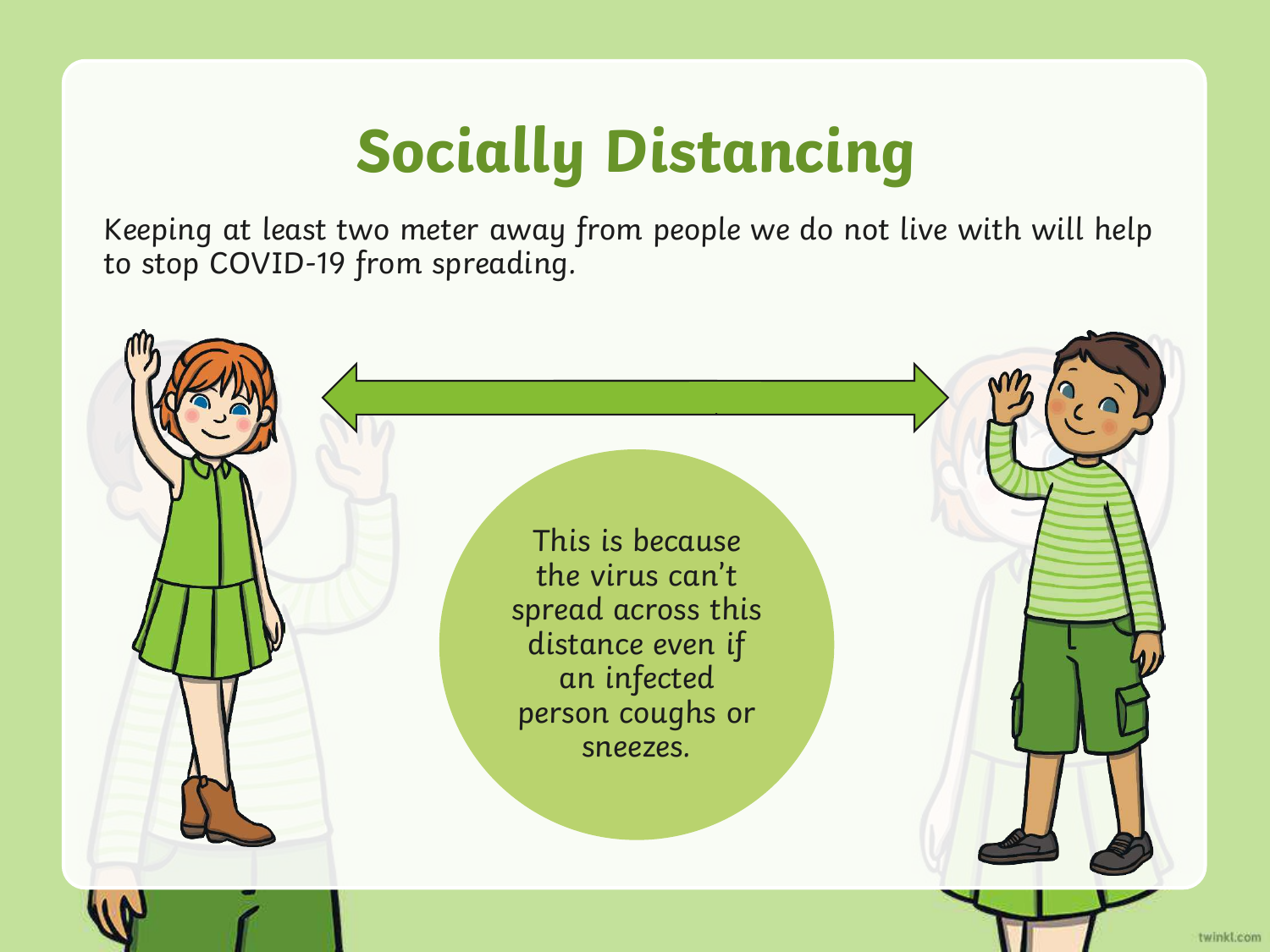# Socially Distancing

Keeping at least two meter away from people we do not live with will help to stop COVID-19 from spreading.

This is because the virus can't spread across this distance even if an infected person coughs or sneezes.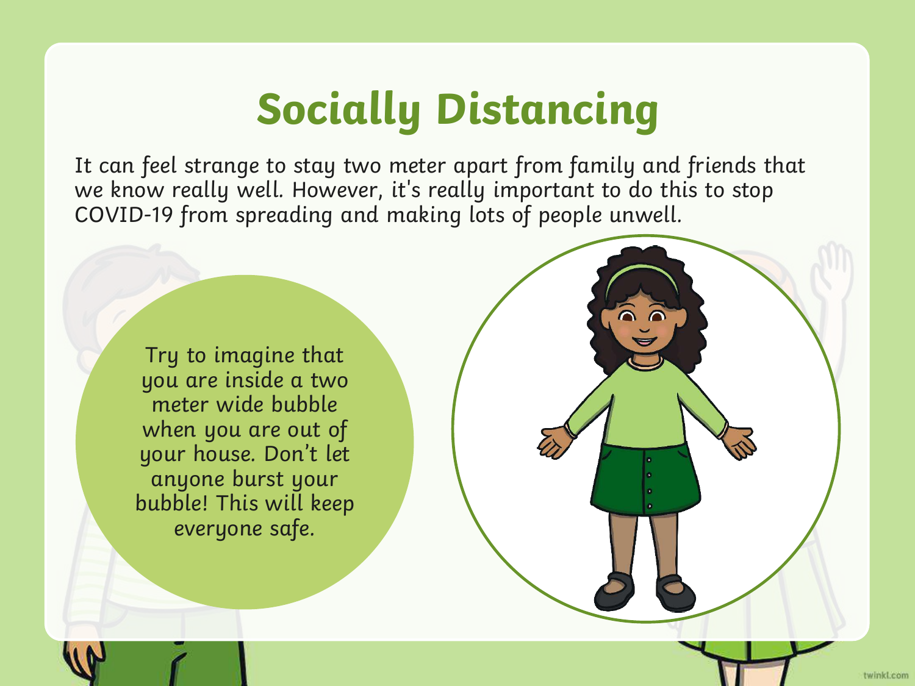# Socially Distancing

It can feel strange to stay two meter apart from family and friends that we know really well. However, it's really important to do this to stop COVID-19 from spreading and making lots of people unwell.

Try to imagine that you are inside a two meter wide bubble when you are out of your house. Don't let anyone burst your bubble! This will keep everyone safe.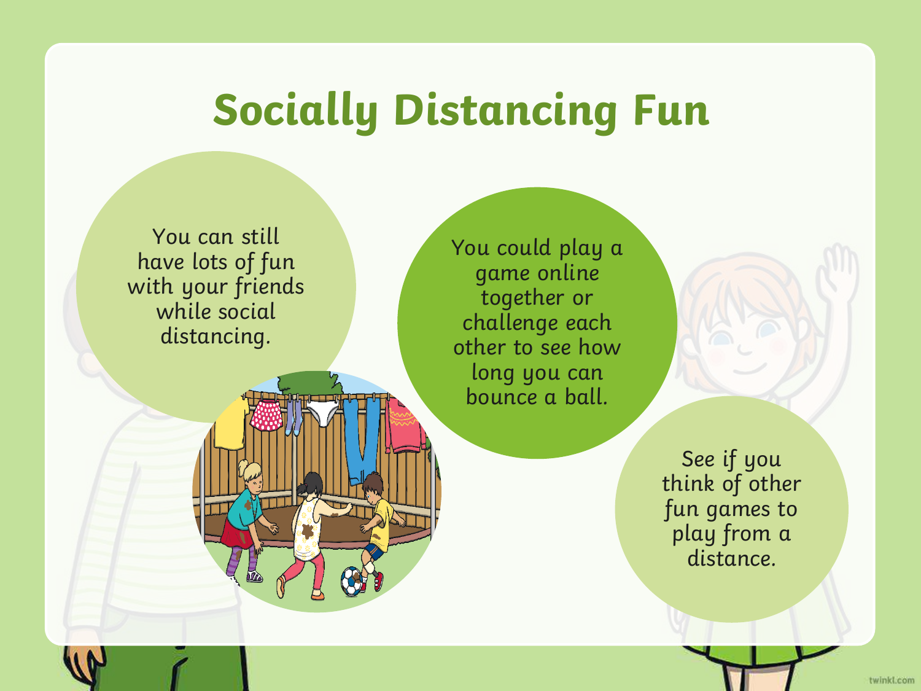# Socially Distancing Fun

You can still have lots of fun with your friends while social distancing.

You could play a game online together or challenge each other to see how long you can bounce a ball.

See if you think of other fun games to play from a distance.